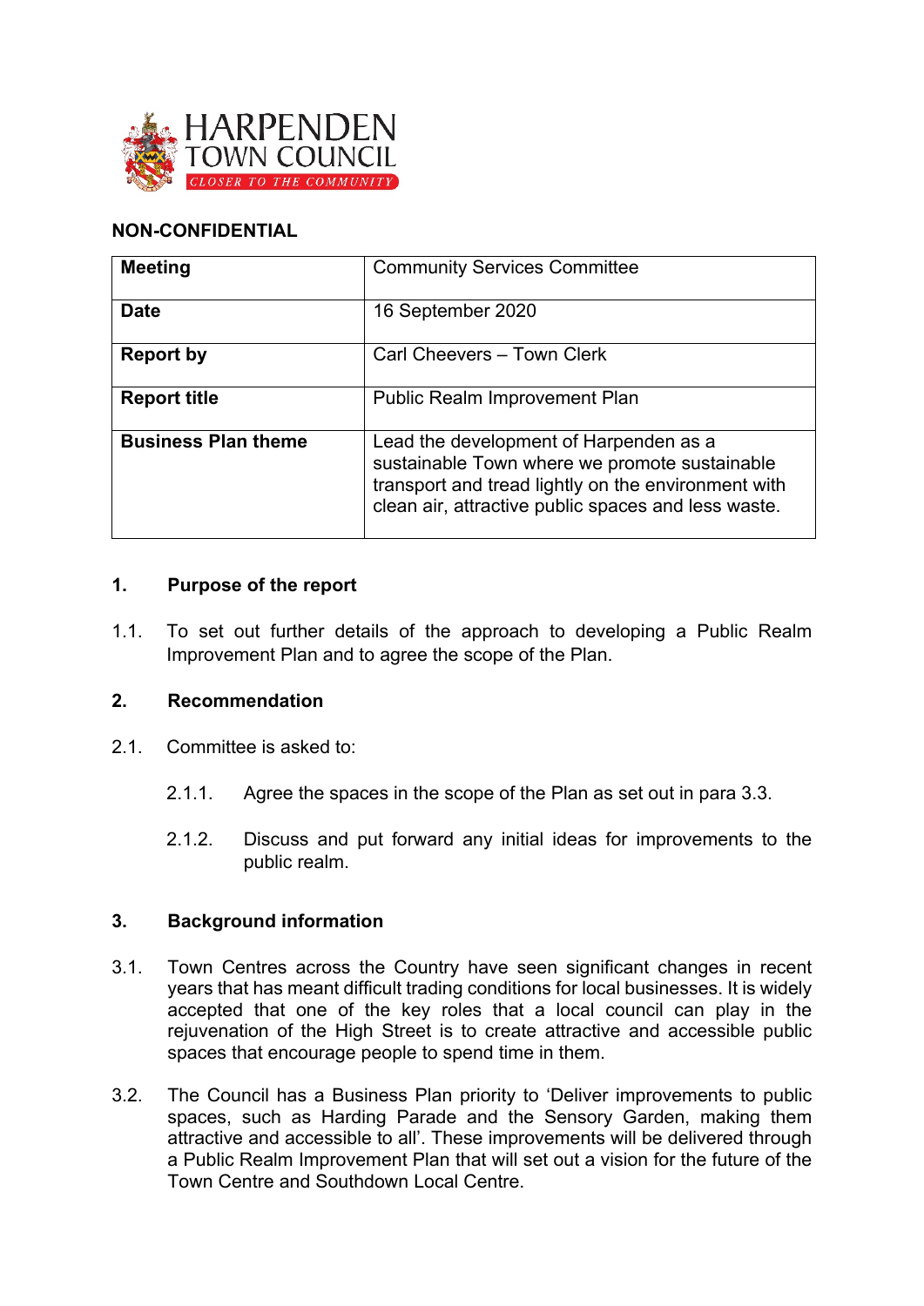**NON-CONFIDENTIAL**

| **Meeting** | Community Services Committee |
|---|---|
| **Date** | 16 September 2020 |
| **Report by** | Carl Cheevers – Town Clerk |
| **Report title** | Public Realm Improvement Plan |
| **Business Plan theme** | Lead the development of Harpenden as a sustainable Town where we promote sustainable transport and tread lightly on the environment with clean air, attractive public spaces and less waste. |

## 1. Purpose of the report

1.1. To set out further details of the approach to developing a Public Realm Improvement Plan and to agree the scope of the Plan.

## 2. Recommendation

2.1. Committee is asked to:

2.1.1. Agree the spaces in the scope of the Plan as set out in para 3.3.

2.1.2. Discuss and put forward any initial ideas for improvements to the public realm.

## 3. Background information

3.1. Town Centres across the Country have seen significant changes in recent years that has meant difficult trading conditions for local businesses. It is widely accepted that one of the key roles that a local council can play in the rejuvenation of the High Street is to create attractive and accessible public spaces that encourage people to spend time in them.

3.2. The Council has a Business Plan priority to 'Deliver improvements to public spaces, such as Harding Parade and the Sensory Garden, making them attractive and accessible to all'. These improvements will be delivered through a Public Realm Improvement Plan that will set out a vision for the future of the Town Centre and Southdown Local Centre.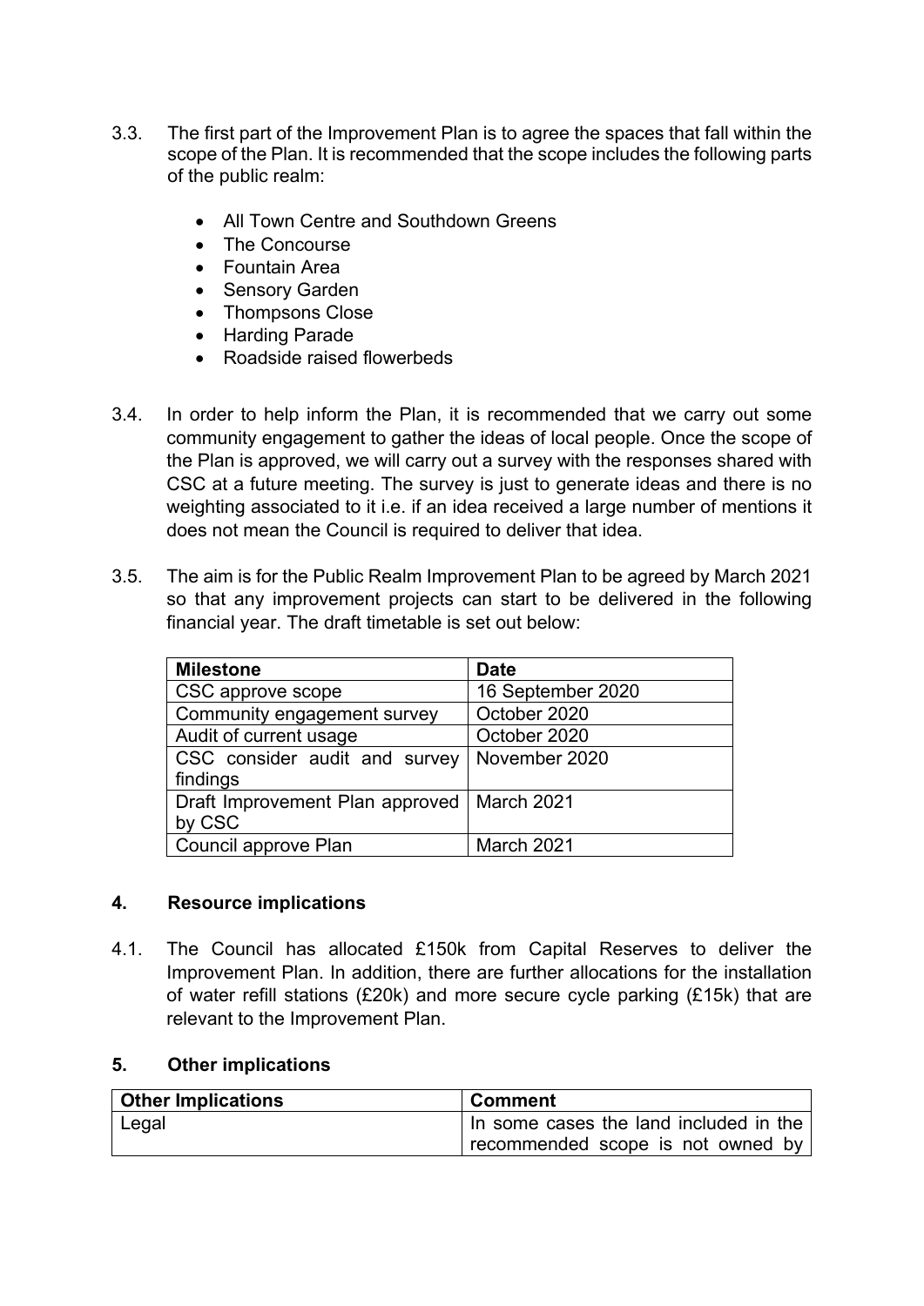3.3. The first part of the Improvement Plan is to agree the spaces that fall within the scope of the Plan. It is recommended that the scope includes the following parts of the public realm:

- All Town Centre and Southdown Greens
- The Concourse
- Fountain Area
- Sensory Garden
- Thompsons Close
- Harding Parade
- Roadside raised flowerbeds

3.4. In order to help inform the Plan, it is recommended that we carry out some community engagement to gather the ideas of local people. Once the scope of the Plan is approved, we will carry out a survey with the responses shared with CSC at a future meeting. The survey is just to generate ideas and there is no weighting associated to it i.e. if an idea received a large number of mentions it does not mean the Council is required to deliver that idea.

3.5. The aim is for the Public Realm Improvement Plan to be agreed by March 2021 so that any improvement projects can start to be delivered in the following financial year. The draft timetable is set out below:

| Milestone | Date |
|---|---|
| CSC approve scope | 16 September 2020 |
| Community engagement survey | October 2020 |
| Audit of current usage | October 2020 |
| CSC consider audit and survey findings | November 2020 |
| Draft Improvement Plan approved by CSC | March 2021 |
| Council approve Plan | March 2021 |

## 4. Resource implications

4.1. The Council has allocated £150k from Capital Reserves to deliver the Improvement Plan. In addition, there are further allocations for the installation of water refill stations (£20k) and more secure cycle parking (£15k) that are relevant to the Improvement Plan.

## 5. Other implications

| Other Implications | Comment |
|---|---|
| Legal | In some cases the land included in the recommended scope is not owned by |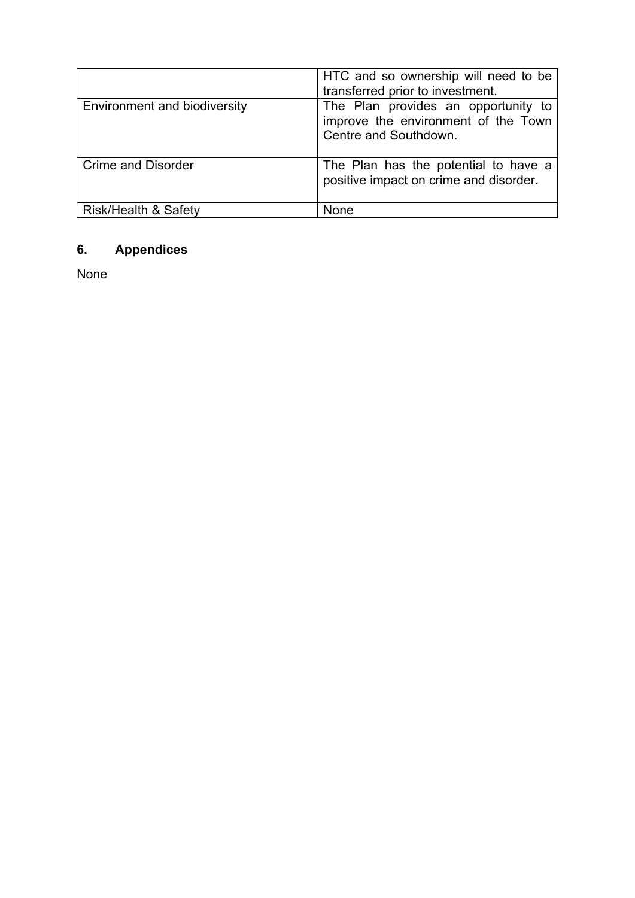| | |
|---|---|
| | HTC and so ownership will need to be transferred prior to investment. |
| Environment and biodiversity | The Plan provides an opportunity to improve the environment of the Town Centre and Southdown. |
| Crime and Disorder | The Plan has the potential to have a positive impact on crime and disorder. |
| Risk/Health & Safety | None |

## 6. Appendices

None